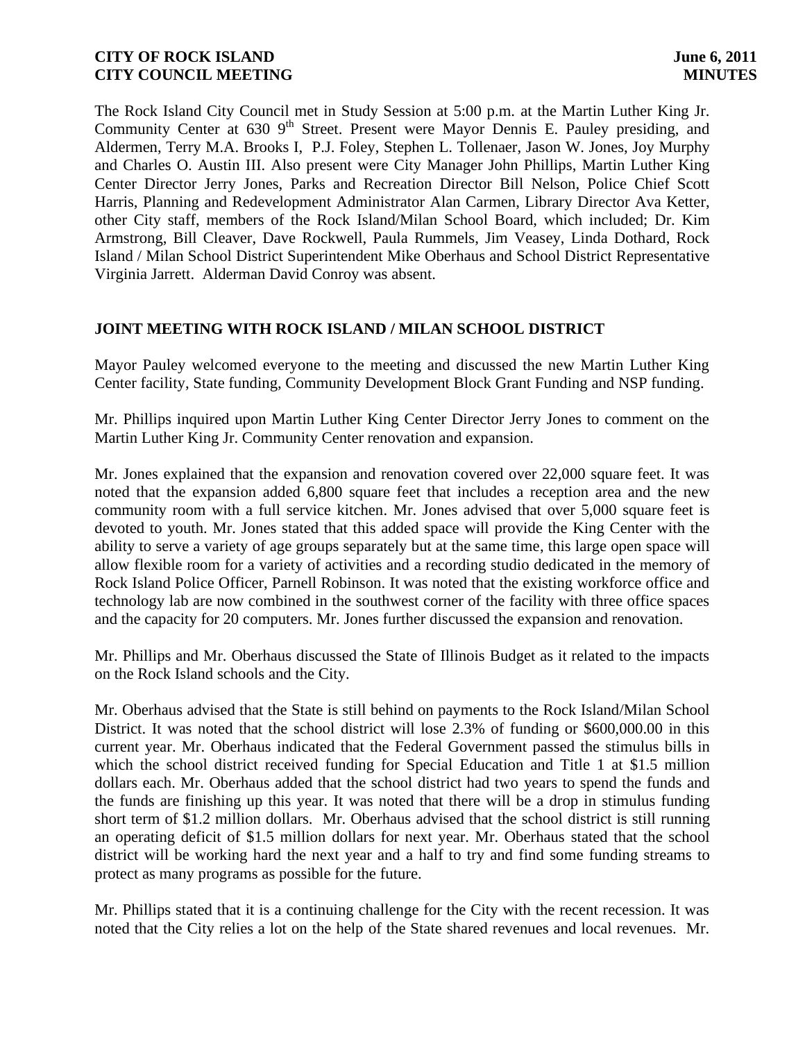**CITY OF ROCK ISLAND** **June 6, 2011**
**CITY COUNCIL MEETING** **MINUTES**

The Rock Island City Council met in Study Session at 5:00 p.m. at the Martin Luther King Jr. Community Center at 630 9th Street. Present were Mayor Dennis E. Pauley presiding, and Aldermen, Terry M.A. Brooks I, P.J. Foley, Stephen L. Tollenaer, Jason W. Jones, Joy Murphy and Charles O. Austin III. Also present were City Manager John Phillips, Martin Luther King Center Director Jerry Jones, Parks and Recreation Director Bill Nelson, Police Chief Scott Harris, Planning and Redevelopment Administrator Alan Carmen, Library Director Ava Ketter, other City staff, members of the Rock Island/Milan School Board, which included; Dr. Kim Armstrong, Bill Cleaver, Dave Rockwell, Paula Rummels, Jim Veasey, Linda Dothard, Rock Island / Milan School District Superintendent Mike Oberhaus and School District Representative Virginia Jarrett. Alderman David Conroy was absent.

**JOINT MEETING WITH ROCK ISLAND / MILAN SCHOOL DISTRICT**

Mayor Pauley welcomed everyone to the meeting and discussed the new Martin Luther King Center facility, State funding, Community Development Block Grant Funding and NSP funding.

Mr. Phillips inquired upon Martin Luther King Center Director Jerry Jones to comment on the Martin Luther King Jr. Community Center renovation and expansion.

Mr. Jones explained that the expansion and renovation covered over 22,000 square feet. It was noted that the expansion added 6,800 square feet that includes a reception area and the new community room with a full service kitchen. Mr. Jones advised that over 5,000 square feet is devoted to youth. Mr. Jones stated that this added space will provide the King Center with the ability to serve a variety of age groups separately but at the same time, this large open space will allow flexible room for a variety of activities and a recording studio dedicated in the memory of Rock Island Police Officer, Parnell Robinson. It was noted that the existing workforce office and technology lab are now combined in the southwest corner of the facility with three office spaces and the capacity for 20 computers. Mr. Jones further discussed the expansion and renovation.

Mr. Phillips and Mr. Oberhaus discussed the State of Illinois Budget as it related to the impacts on the Rock Island schools and the City.

Mr. Oberhaus advised that the State is still behind on payments to the Rock Island/Milan School District. It was noted that the school district will lose 2.3% of funding or $600,000.00 in this current year. Mr. Oberhaus indicated that the Federal Government passed the stimulus bills in which the school district received funding for Special Education and Title 1 at $1.5 million dollars each. Mr. Oberhaus added that the school district had two years to spend the funds and the funds are finishing up this year. It was noted that there will be a drop in stimulus funding short term of $1.2 million dollars. Mr. Oberhaus advised that the school district is still running an operating deficit of $1.5 million dollars for next year. Mr. Oberhaus stated that the school district will be working hard the next year and a half to try and find some funding streams to protect as many programs as possible for the future.

Mr. Phillips stated that it is a continuing challenge for the City with the recent recession. It was noted that the City relies a lot on the help of the State shared revenues and local revenues. Mr.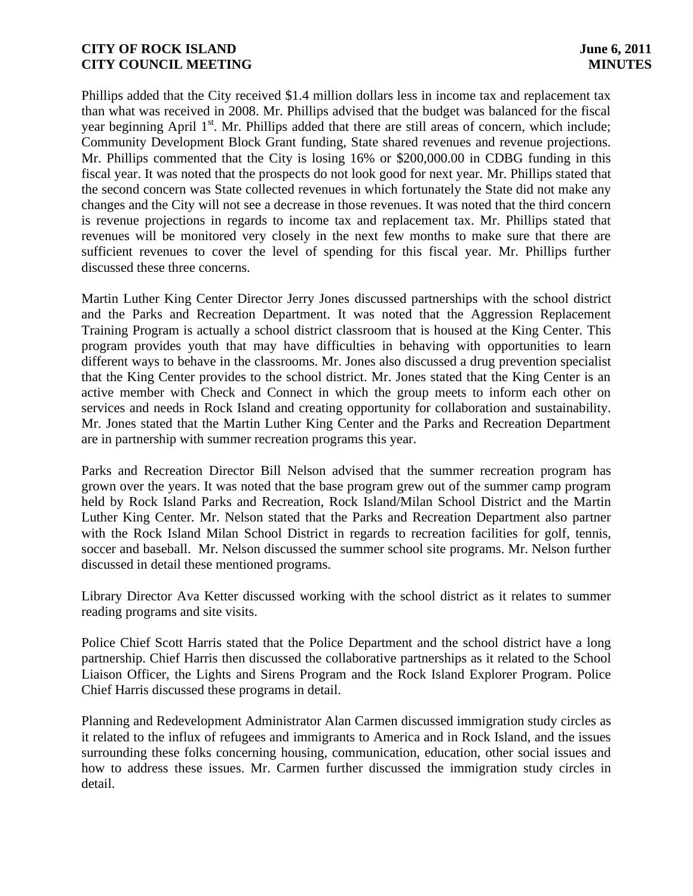Phillips added that the City received $1.4 million dollars less in income tax and replacement tax than what was received in 2008. Mr. Phillips advised that the budget was balanced for the fiscal year beginning April 1st. Mr. Phillips added that there are still areas of concern, which include; Community Development Block Grant funding, State shared revenues and revenue projections. Mr. Phillips commented that the City is losing 16% or $200,000.00 in CDBG funding in this fiscal year. It was noted that the prospects do not look good for next year. Mr. Phillips stated that the second concern was State collected revenues in which fortunately the State did not make any changes and the City will not see a decrease in those revenues. It was noted that the third concern is revenue projections in regards to income tax and replacement tax. Mr. Phillips stated that revenues will be monitored very closely in the next few months to make sure that there are sufficient revenues to cover the level of spending for this fiscal year. Mr. Phillips further discussed these three concerns.

Martin Luther King Center Director Jerry Jones discussed partnerships with the school district and the Parks and Recreation Department. It was noted that the Aggression Replacement Training Program is actually a school district classroom that is housed at the King Center. This program provides youth that may have difficulties in behaving with opportunities to learn different ways to behave in the classrooms. Mr. Jones also discussed a drug prevention specialist that the King Center provides to the school district. Mr. Jones stated that the King Center is an active member with Check and Connect in which the group meets to inform each other on services and needs in Rock Island and creating opportunity for collaboration and sustainability. Mr. Jones stated that the Martin Luther King Center and the Parks and Recreation Department are in partnership with summer recreation programs this year.

Parks and Recreation Director Bill Nelson advised that the summer recreation program has grown over the years. It was noted that the base program grew out of the summer camp program held by Rock Island Parks and Recreation, Rock Island/Milan School District and the Martin Luther King Center. Mr. Nelson stated that the Parks and Recreation Department also partner with the Rock Island Milan School District in regards to recreation facilities for golf, tennis, soccer and baseball. Mr. Nelson discussed the summer school site programs. Mr. Nelson further discussed in detail these mentioned programs.

Library Director Ava Ketter discussed working with the school district as it relates to summer reading programs and site visits.

Police Chief Scott Harris stated that the Police Department and the school district have a long partnership. Chief Harris then discussed the collaborative partnerships as it related to the School Liaison Officer, the Lights and Sirens Program and the Rock Island Explorer Program. Police Chief Harris discussed these programs in detail.

Planning and Redevelopment Administrator Alan Carmen discussed immigration study circles as it related to the influx of refugees and immigrants to America and in Rock Island, and the issues surrounding these folks concerning housing, communication, education, other social issues and how to address these issues. Mr. Carmen further discussed the immigration study circles in detail.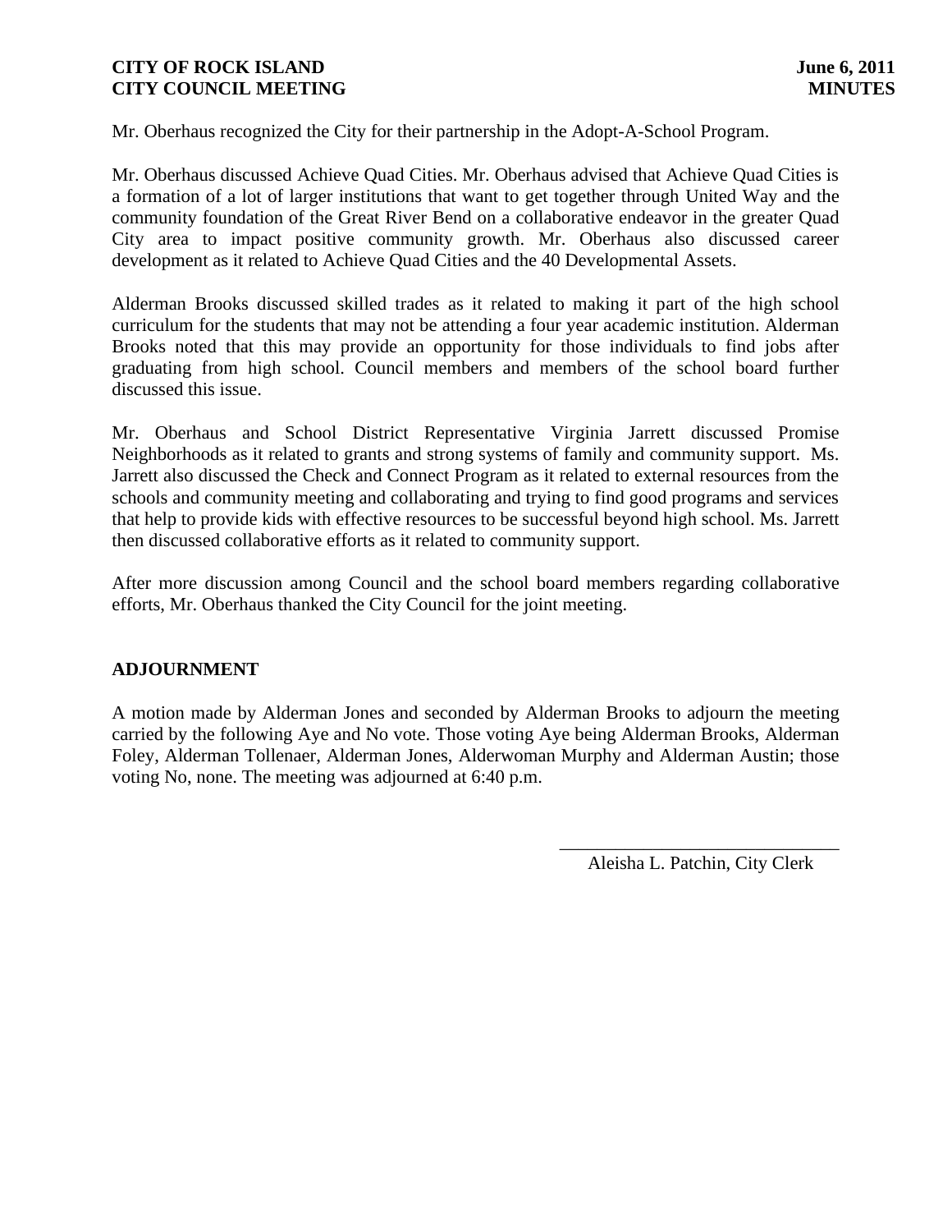Mr. Oberhaus recognized the City for their partnership in the Adopt-A-School Program.

Mr. Oberhaus discussed Achieve Quad Cities. Mr. Oberhaus advised that Achieve Quad Cities is a formation of a lot of larger institutions that want to get together through United Way and the community foundation of the Great River Bend on a collaborative endeavor in the greater Quad City area to impact positive community growth. Mr. Oberhaus also discussed career development as it related to Achieve Quad Cities and the 40 Developmental Assets.

Alderman Brooks discussed skilled trades as it related to making it part of the high school curriculum for the students that may not be attending a four year academic institution. Alderman Brooks noted that this may provide an opportunity for those individuals to find jobs after graduating from high school. Council members and members of the school board further discussed this issue.

Mr. Oberhaus and School District Representative Virginia Jarrett discussed Promise Neighborhoods as it related to grants and strong systems of family and community support. Ms. Jarrett also discussed the Check and Connect Program as it related to external resources from the schools and community meeting and collaborating and trying to find good programs and services that help to provide kids with effective resources to be successful beyond high school. Ms. Jarrett then discussed collaborative efforts as it related to community support.

After more discussion among Council and the school board members regarding collaborative efforts, Mr. Oberhaus thanked the City Council for the joint meeting.

## ADJOURNMENT

A motion made by Alderman Jones and seconded by Alderman Brooks to adjourn the meeting carried by the following Aye and No vote. Those voting Aye being Alderman Brooks, Alderman Foley, Alderman Tollenaer, Alderman Jones, Alderwoman Murphy and Alderman Austin; those voting No, none. The meeting was adjourned at 6:40 p.m.

\_\_\_\_\_\_\_\_\_\_\_\_\_\_\_\_\_\_\_\_\_\_\_\_\_\_\_\_\_\_

Aleisha L. Patchin, City Clerk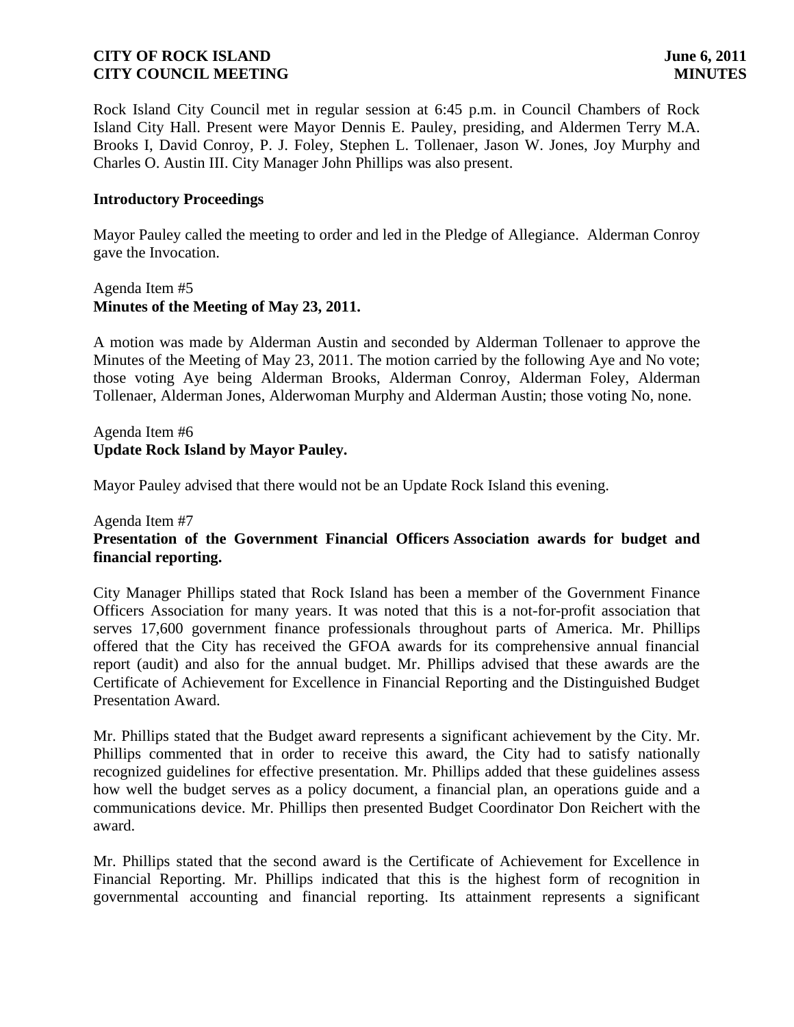Rock Island City Council met in regular session at 6:45 p.m. in Council Chambers of Rock Island City Hall. Present were Mayor Dennis E. Pauley, presiding, and Aldermen Terry M.A. Brooks I, David Conroy, P. J. Foley, Stephen L. Tollenaer, Jason W. Jones, Joy Murphy and Charles O. Austin III. City Manager John Phillips was also present.

### Introductory Proceedings

Mayor Pauley called the meeting to order and led in the Pledge of Allegiance. Alderman Conroy gave the Invocation.

Agenda Item #5
**Minutes of the Meeting of May 23, 2011.**

A motion was made by Alderman Austin and seconded by Alderman Tollenaer to approve the Minutes of the Meeting of May 23, 2011. The motion carried by the following Aye and No vote; those voting Aye being Alderman Brooks, Alderman Conroy, Alderman Foley, Alderman Tollenaer, Alderman Jones, Alderwoman Murphy and Alderman Austin; those voting No, none.

Agenda Item #6
**Update Rock Island by Mayor Pauley.**

Mayor Pauley advised that there would not be an Update Rock Island this evening.

Agenda Item #7
**Presentation of the Government Financial Officers Association awards for budget and financial reporting.**

City Manager Phillips stated that Rock Island has been a member of the Government Finance Officers Association for many years. It was noted that this is a not-for-profit association that serves 17,600 government finance professionals throughout parts of America. Mr. Phillips offered that the City has received the GFOA awards for its comprehensive annual financial report (audit) and also for the annual budget. Mr. Phillips advised that these awards are the Certificate of Achievement for Excellence in Financial Reporting and the Distinguished Budget Presentation Award.

Mr. Phillips stated that the Budget award represents a significant achievement by the City. Mr. Phillips commented that in order to receive this award, the City had to satisfy nationally recognized guidelines for effective presentation. Mr. Phillips added that these guidelines assess how well the budget serves as a policy document, a financial plan, an operations guide and a communications device. Mr. Phillips then presented Budget Coordinator Don Reichert with the award.

Mr. Phillips stated that the second award is the Certificate of Achievement for Excellence in Financial Reporting. Mr. Phillips indicated that this is the highest form of recognition in governmental accounting and financial reporting. Its attainment represents a significant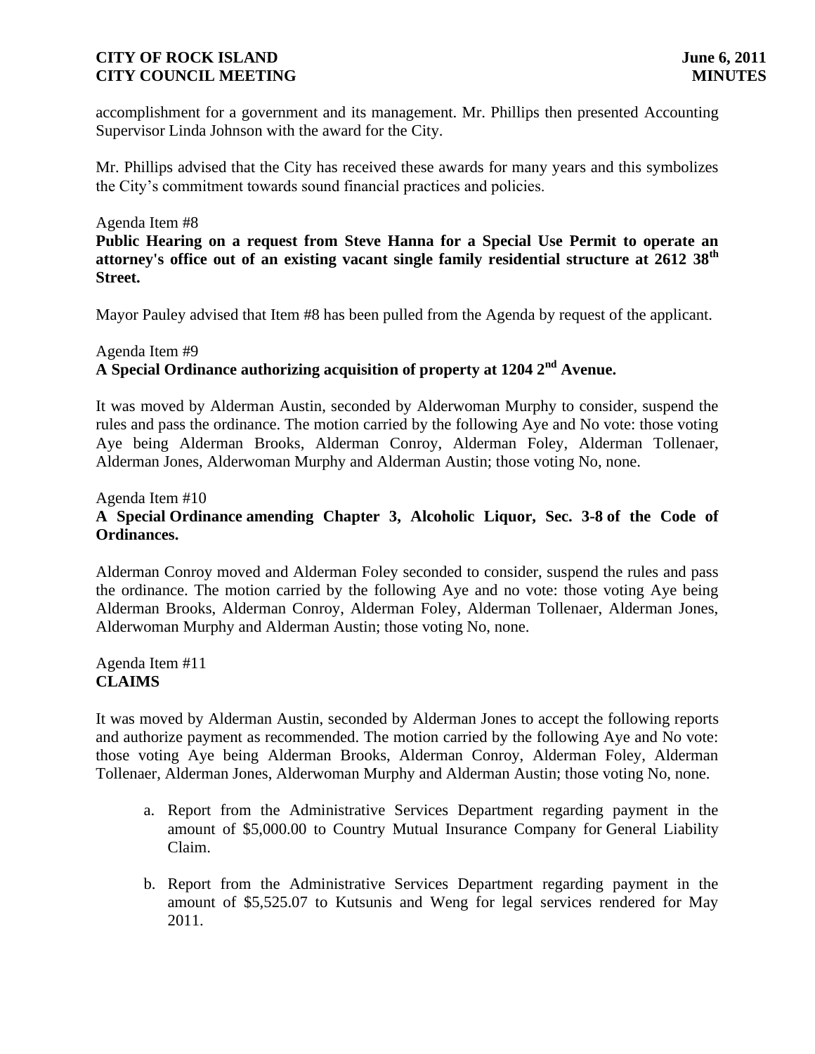accomplishment for a government and its management. Mr. Phillips then presented Accounting Supervisor Linda Johnson with the award for the City.

Mr. Phillips advised that the City has received these awards for many years and this symbolizes the City's commitment towards sound financial practices and policies.

Agenda Item #8

**Public Hearing on a request from Steve Hanna for a Special Use Permit to operate an attorney's office out of an existing vacant single family residential structure at 2612 38th Street.**

Mayor Pauley advised that Item #8 has been pulled from the Agenda by request of the applicant.

Agenda Item #9

**A Special Ordinance authorizing acquisition of property at 1204 2nd Avenue.**

It was moved by Alderman Austin, seconded by Alderwoman Murphy to consider, suspend the rules and pass the ordinance. The motion carried by the following Aye and No vote: those voting Aye being Alderman Brooks, Alderman Conroy, Alderman Foley, Alderman Tollenaer, Alderman Jones, Alderwoman Murphy and Alderman Austin; those voting No, none.

Agenda Item #10

**A Special Ordinance amending Chapter 3, Alcoholic Liquor, Sec. 3-8 of the Code of Ordinances.**

Alderman Conroy moved and Alderman Foley seconded to consider, suspend the rules and pass the ordinance. The motion carried by the following Aye and no vote: those voting Aye being Alderman Brooks, Alderman Conroy, Alderman Foley, Alderman Tollenaer, Alderman Jones, Alderwoman Murphy and Alderman Austin; those voting No, none.

Agenda Item #11

**CLAIMS**

It was moved by Alderman Austin, seconded by Alderman Jones to accept the following reports and authorize payment as recommended. The motion carried by the following Aye and No vote: those voting Aye being Alderman Brooks, Alderman Conroy, Alderman Foley, Alderman Tollenaer, Alderman Jones, Alderwoman Murphy and Alderman Austin; those voting No, none.

a. Report from the Administrative Services Department regarding payment in the amount of $5,000.00 to Country Mutual Insurance Company for General Liability Claim.

b. Report from the Administrative Services Department regarding payment in the amount of $5,525.07 to Kutsunis and Weng for legal services rendered for May 2011.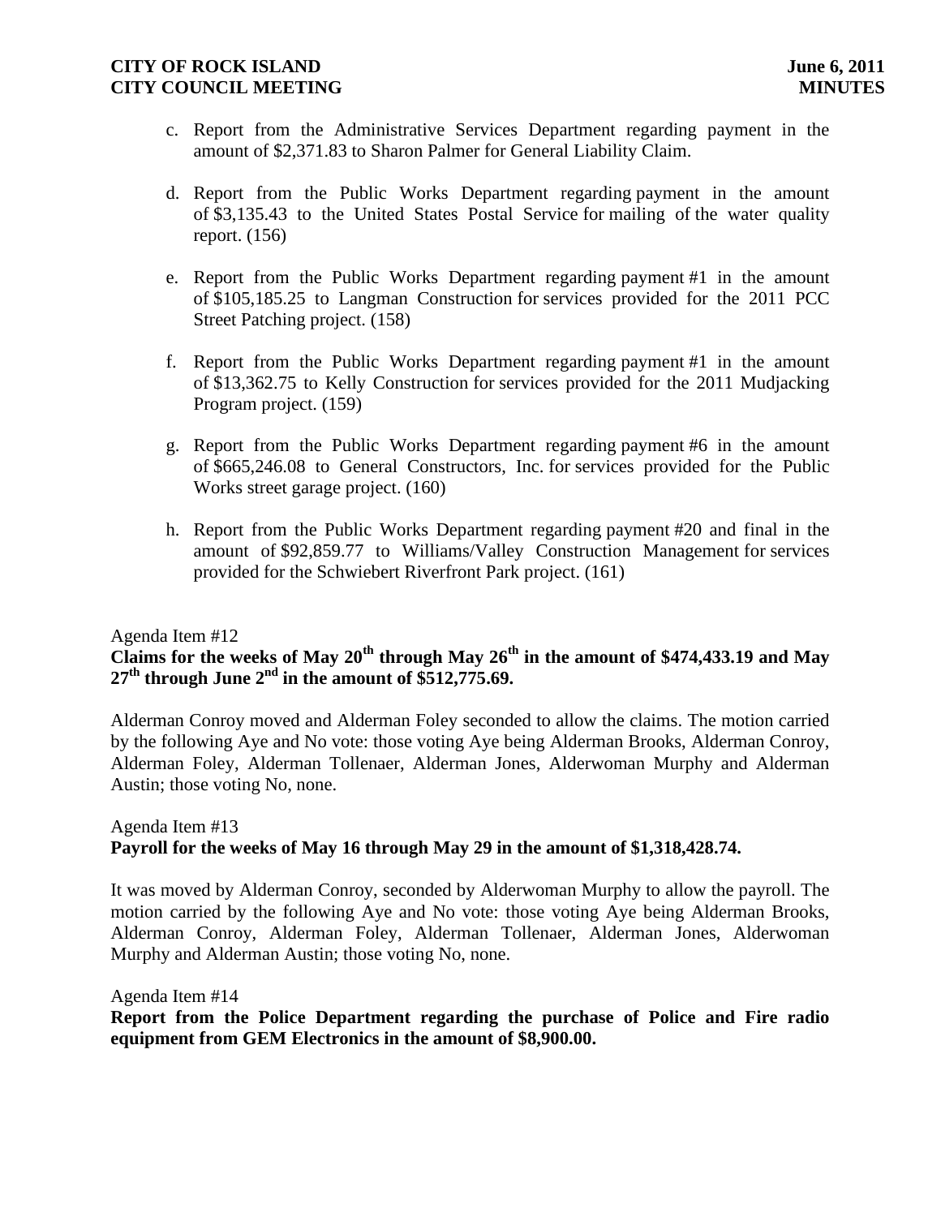c. Report from the Administrative Services Department regarding payment in the amount of $2,371.83 to Sharon Palmer for General Liability Claim.

d. Report from the Public Works Department regarding payment in the amount of $3,135.43 to the United States Postal Service for mailing of the water quality report. (156)

e. Report from the Public Works Department regarding payment #1 in the amount of $105,185.25 to Langman Construction for services provided for the 2011 PCC Street Patching project. (158)

f. Report from the Public Works Department regarding payment #1 in the amount of $13,362.75 to Kelly Construction for services provided for the 2011 Mudjacking Program project. (159)

g. Report from the Public Works Department regarding payment #6 in the amount of $665,246.08 to General Constructors, Inc. for services provided for the Public Works street garage project. (160)

h. Report from the Public Works Department regarding payment #20 and final in the amount of $92,859.77 to Williams/Valley Construction Management for services provided for the Schwiebert Riverfront Park project. (161)

Agenda Item #12

**Claims for the weeks of May 20th through May 26th in the amount of $474,433.19 and May 27th through June 2nd in the amount of $512,775.69.**

Alderman Conroy moved and Alderman Foley seconded to allow the claims. The motion carried by the following Aye and No vote: those voting Aye being Alderman Brooks, Alderman Conroy, Alderman Foley, Alderman Tollenaer, Alderman Jones, Alderwoman Murphy and Alderman Austin; those voting No, none.

Agenda Item #13

**Payroll for the weeks of May 16 through May 29 in the amount of $1,318,428.74.**

It was moved by Alderman Conroy, seconded by Alderwoman Murphy to allow the payroll. The motion carried by the following Aye and No vote: those voting Aye being Alderman Brooks, Alderman Conroy, Alderman Foley, Alderman Tollenaer, Alderman Jones, Alderwoman Murphy and Alderman Austin; those voting No, none.

Agenda Item #14

**Report from the Police Department regarding the purchase of Police and Fire radio equipment from GEM Electronics in the amount of $8,900.00.**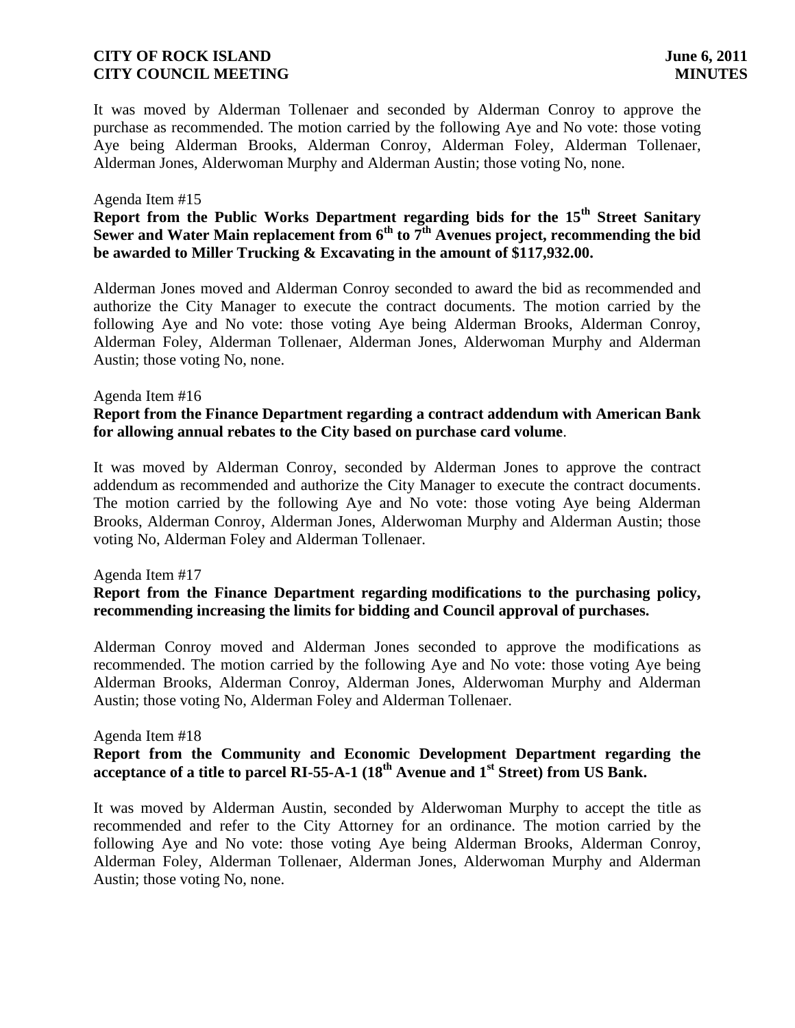It was moved by Alderman Tollenaer and seconded by Alderman Conroy to approve the purchase as recommended. The motion carried by the following Aye and No vote: those voting Aye being Alderman Brooks, Alderman Conroy, Alderman Foley, Alderman Tollenaer, Alderman Jones, Alderwoman Murphy and Alderman Austin; those voting No, none.

Agenda Item #15

**Report from the Public Works Department regarding bids for the 15th Street Sanitary Sewer and Water Main replacement from 6th to 7th Avenues project, recommending the bid be awarded to Miller Trucking & Excavating in the amount of $117,932.00.**

Alderman Jones moved and Alderman Conroy seconded to award the bid as recommended and authorize the City Manager to execute the contract documents. The motion carried by the following Aye and No vote: those voting Aye being Alderman Brooks, Alderman Conroy, Alderman Foley, Alderman Tollenaer, Alderman Jones, Alderwoman Murphy and Alderman Austin; those voting No, none.

Agenda Item #16

**Report from the Finance Department regarding a contract addendum with American Bank for allowing annual rebates to the City based on purchase card volume**.

It was moved by Alderman Conroy, seconded by Alderman Jones to approve the contract addendum as recommended and authorize the City Manager to execute the contract documents. The motion carried by the following Aye and No vote: those voting Aye being Alderman Brooks, Alderman Conroy, Alderman Jones, Alderwoman Murphy and Alderman Austin; those voting No, Alderman Foley and Alderman Tollenaer.

Agenda Item #17

**Report from the Finance Department regarding modifications to the purchasing policy, recommending increasing the limits for bidding and Council approval of purchases.**

Alderman Conroy moved and Alderman Jones seconded to approve the modifications as recommended. The motion carried by the following Aye and No vote: those voting Aye being Alderman Brooks, Alderman Conroy, Alderman Jones, Alderwoman Murphy and Alderman Austin; those voting No, Alderman Foley and Alderman Tollenaer.

Agenda Item #18

**Report from the Community and Economic Development Department regarding the acceptance of a title to parcel RI-55-A-1 (18th Avenue and 1st Street) from US Bank.**

It was moved by Alderman Austin, seconded by Alderwoman Murphy to accept the title as recommended and refer to the City Attorney for an ordinance. The motion carried by the following Aye and No vote: those voting Aye being Alderman Brooks, Alderman Conroy, Alderman Foley, Alderman Tollenaer, Alderman Jones, Alderwoman Murphy and Alderman Austin; those voting No, none.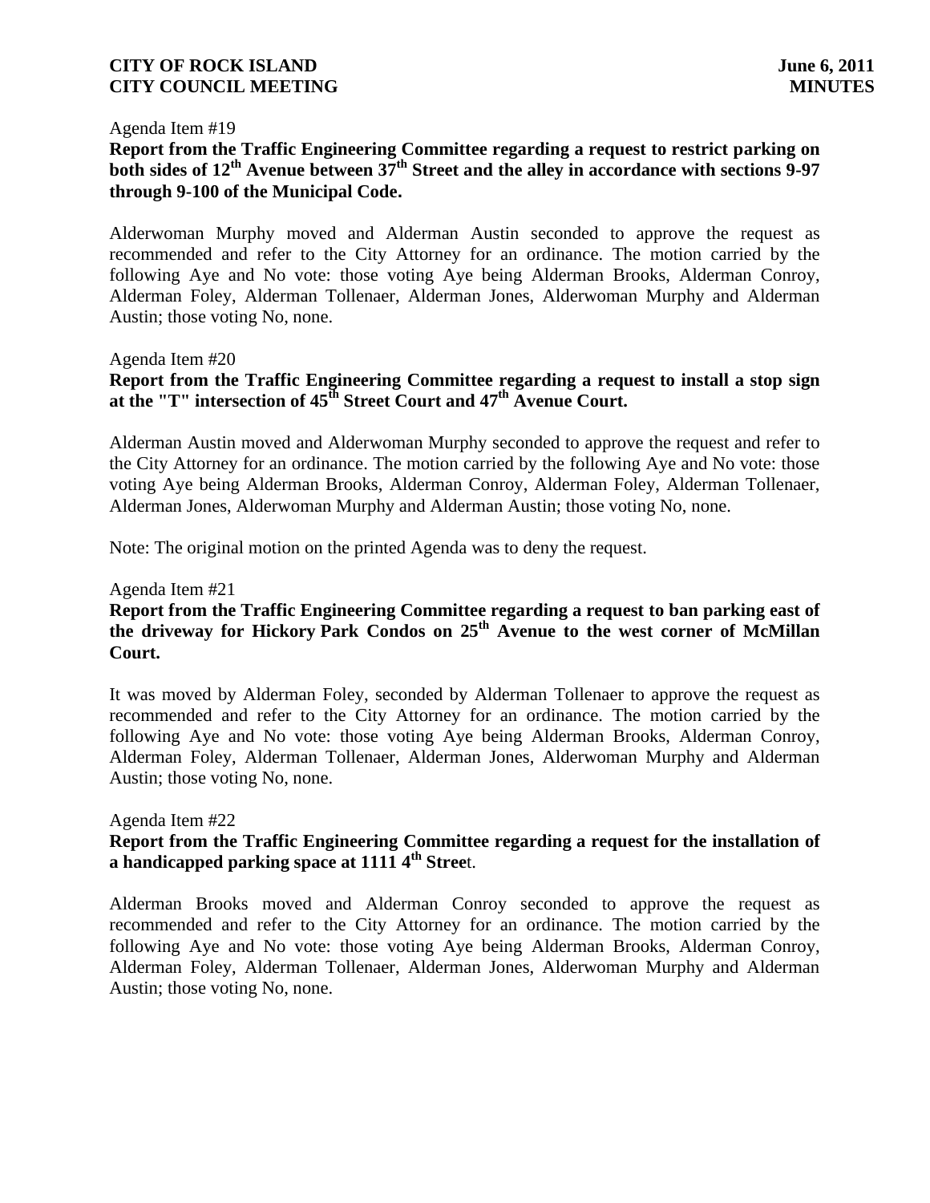Agenda Item #19

**Report from the Traffic Engineering Committee regarding a request to restrict parking on both sides of 12th Avenue between 37th Street and the alley in accordance with sections 9-97 through 9-100 of the Municipal Code.**

Alderwoman Murphy moved and Alderman Austin seconded to approve the request as recommended and refer to the City Attorney for an ordinance. The motion carried by the following Aye and No vote: those voting Aye being Alderman Brooks, Alderman Conroy, Alderman Foley, Alderman Tollenaer, Alderman Jones, Alderwoman Murphy and Alderman Austin; those voting No, none.

Agenda Item #20

**Report from the Traffic Engineering Committee regarding a request to install a stop sign at the "T" intersection of 45th Street Court and 47th Avenue Court.**

Alderman Austin moved and Alderwoman Murphy seconded to approve the request and refer to the City Attorney for an ordinance. The motion carried by the following Aye and No vote: those voting Aye being Alderman Brooks, Alderman Conroy, Alderman Foley, Alderman Tollenaer, Alderman Jones, Alderwoman Murphy and Alderman Austin; those voting No, none.

Note: The original motion on the printed Agenda was to deny the request.

Agenda Item #21

**Report from the Traffic Engineering Committee regarding a request to ban parking east of the driveway for Hickory Park Condos on 25th Avenue to the west corner of McMillan Court.**

It was moved by Alderman Foley, seconded by Alderman Tollenaer to approve the request as recommended and refer to the City Attorney for an ordinance. The motion carried by the following Aye and No vote: those voting Aye being Alderman Brooks, Alderman Conroy, Alderman Foley, Alderman Tollenaer, Alderman Jones, Alderwoman Murphy and Alderman Austin; those voting No, none.

Agenda Item #22

**Report from the Traffic Engineering Committee regarding a request for the installation of a handicapped parking space at 1111 4th Street.**

Alderman Brooks moved and Alderman Conroy seconded to approve the request as recommended and refer to the City Attorney for an ordinance. The motion carried by the following Aye and No vote: those voting Aye being Alderman Brooks, Alderman Conroy, Alderman Foley, Alderman Tollenaer, Alderman Jones, Alderwoman Murphy and Alderman Austin; those voting No, none.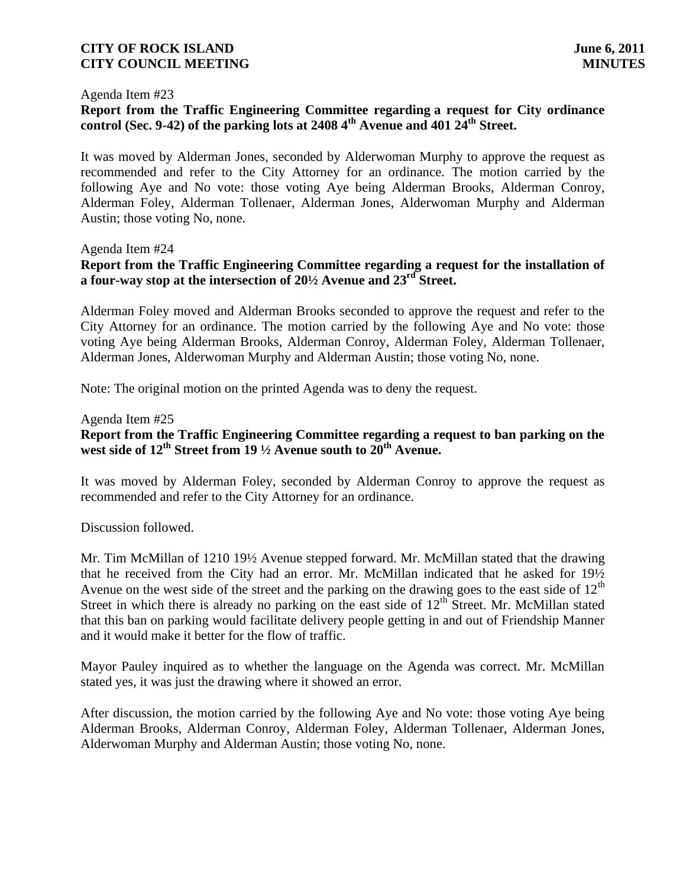Agenda Item #23

**Report from the Traffic Engineering Committee regarding a request for City ordinance control (Sec. 9-42) of the parking lots at 2408 4th Avenue and 401 24th Street.**

It was moved by Alderman Jones, seconded by Alderwoman Murphy to approve the request as recommended and refer to the City Attorney for an ordinance. The motion carried by the following Aye and No vote: those voting Aye being Alderman Brooks, Alderman Conroy, Alderman Foley, Alderman Tollenaer, Alderman Jones, Alderwoman Murphy and Alderman Austin; those voting No, none.

Agenda Item #24

**Report from the Traffic Engineering Committee regarding a request for the installation of a four-way stop at the intersection of 20½ Avenue and 23rd Street.**

Alderman Foley moved and Alderman Brooks seconded to approve the request and refer to the City Attorney for an ordinance. The motion carried by the following Aye and No vote: those voting Aye being Alderman Brooks, Alderman Conroy, Alderman Foley, Alderman Tollenaer, Alderman Jones, Alderwoman Murphy and Alderman Austin; those voting No, none.

Note: The original motion on the printed Agenda was to deny the request.

Agenda Item #25

**Report from the Traffic Engineering Committee regarding a request to ban parking on the west side of 12th Street from 19 ½ Avenue south to 20th Avenue.**

It was moved by Alderman Foley, seconded by Alderman Conroy to approve the request as recommended and refer to the City Attorney for an ordinance.

Discussion followed.

Mr. Tim McMillan of 1210 19½ Avenue stepped forward. Mr. McMillan stated that the drawing that he received from the City had an error. Mr. McMillan indicated that he asked for 19½ Avenue on the west side of the street and the parking on the drawing goes to the east side of 12th Street in which there is already no parking on the east side of 12th Street. Mr. McMillan stated that this ban on parking would facilitate delivery people getting in and out of Friendship Manner and it would make it better for the flow of traffic.

Mayor Pauley inquired as to whether the language on the Agenda was correct. Mr. McMillan stated yes, it was just the drawing where it showed an error.

After discussion, the motion carried by the following Aye and No vote: those voting Aye being Alderman Brooks, Alderman Conroy, Alderman Foley, Alderman Tollenaer, Alderman Jones, Alderwoman Murphy and Alderman Austin; those voting No, none.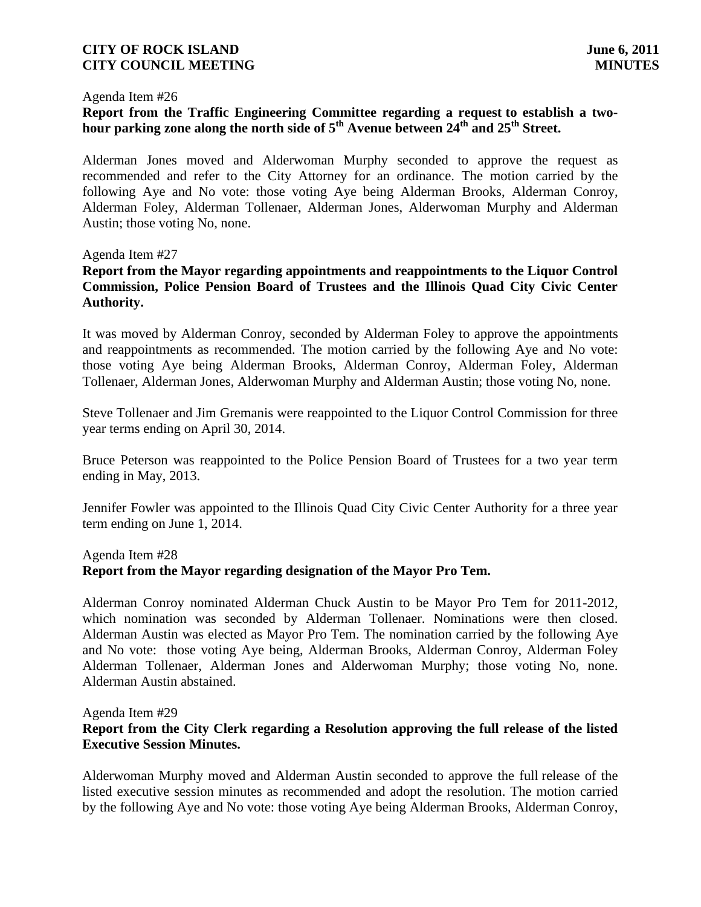Agenda Item #26

**Report from the Traffic Engineering Committee regarding a request to establish a two-hour parking zone along the north side of 5th Avenue between 24th and 25th Street.**

Alderman Jones moved and Alderwoman Murphy seconded to approve the request as recommended and refer to the City Attorney for an ordinance. The motion carried by the following Aye and No vote: those voting Aye being Alderman Brooks, Alderman Conroy, Alderman Foley, Alderman Tollenaer, Alderman Jones, Alderwoman Murphy and Alderman Austin; those voting No, none.

Agenda Item #27

**Report from the Mayor regarding appointments and reappointments to the Liquor Control Commission, Police Pension Board of Trustees and the Illinois Quad City Civic Center Authority.**

It was moved by Alderman Conroy, seconded by Alderman Foley to approve the appointments and reappointments as recommended. The motion carried by the following Aye and No vote: those voting Aye being Alderman Brooks, Alderman Conroy, Alderman Foley, Alderman Tollenaer, Alderman Jones, Alderwoman Murphy and Alderman Austin; those voting No, none.

Steve Tollenaer and Jim Gremanis were reappointed to the Liquor Control Commission for three year terms ending on April 30, 2014.

Bruce Peterson was reappointed to the Police Pension Board of Trustees for a two year term ending in May, 2013.

Jennifer Fowler was appointed to the Illinois Quad City Civic Center Authority for a three year term ending on June 1, 2014.

Agenda Item #28

**Report from the Mayor regarding designation of the Mayor Pro Tem.**

Alderman Conroy nominated Alderman Chuck Austin to be Mayor Pro Tem for 2011-2012, which nomination was seconded by Alderman Tollenaer. Nominations were then closed. Alderman Austin was elected as Mayor Pro Tem. The nomination carried by the following Aye and No vote: those voting Aye being, Alderman Brooks, Alderman Conroy, Alderman Foley Alderman Tollenaer, Alderman Jones and Alderwoman Murphy; those voting No, none. Alderman Austin abstained.

Agenda Item #29

**Report from the City Clerk regarding a Resolution approving the full release of the listed Executive Session Minutes.**

Alderwoman Murphy moved and Alderman Austin seconded to approve the full release of the listed executive session minutes as recommended and adopt the resolution. The motion carried by the following Aye and No vote: those voting Aye being Alderman Brooks, Alderman Conroy,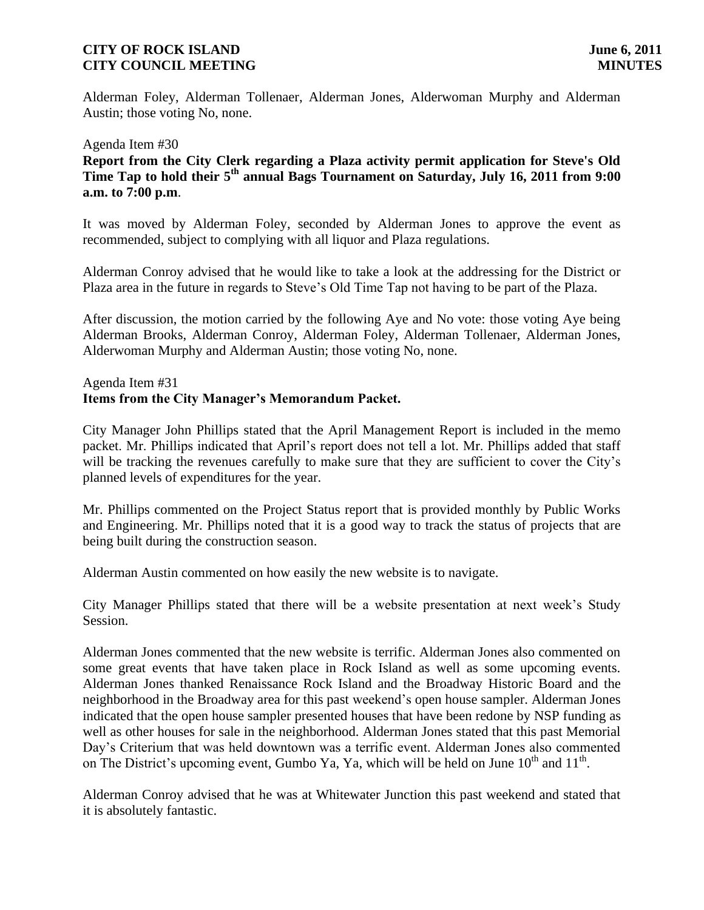Alderman Foley, Alderman Tollenaer, Alderman Jones, Alderwoman Murphy and Alderman Austin; those voting No, none.

Agenda Item #30

**Report from the City Clerk regarding a Plaza activity permit application for Steve's Old Time Tap to hold their 5th annual Bags Tournament on Saturday, July 16, 2011 from 9:00 a.m. to 7:00 p.m**.

It was moved by Alderman Foley, seconded by Alderman Jones to approve the event as recommended, subject to complying with all liquor and Plaza regulations.

Alderman Conroy advised that he would like to take a look at the addressing for the District or Plaza area in the future in regards to Steve's Old Time Tap not having to be part of the Plaza.

After discussion, the motion carried by the following Aye and No vote: those voting Aye being Alderman Brooks, Alderman Conroy, Alderman Foley, Alderman Tollenaer, Alderman Jones, Alderwoman Murphy and Alderman Austin; those voting No, none.

Agenda Item #31

**Items from the City Manager's Memorandum Packet.**

City Manager John Phillips stated that the April Management Report is included in the memo packet. Mr. Phillips indicated that April's report does not tell a lot. Mr. Phillips added that staff will be tracking the revenues carefully to make sure that they are sufficient to cover the City's planned levels of expenditures for the year.

Mr. Phillips commented on the Project Status report that is provided monthly by Public Works and Engineering. Mr. Phillips noted that it is a good way to track the status of projects that are being built during the construction season.

Alderman Austin commented on how easily the new website is to navigate.

City Manager Phillips stated that there will be a website presentation at next week's Study Session.

Alderman Jones commented that the new website is terrific. Alderman Jones also commented on some great events that have taken place in Rock Island as well as some upcoming events. Alderman Jones thanked Renaissance Rock Island and the Broadway Historic Board and the neighborhood in the Broadway area for this past weekend's open house sampler. Alderman Jones indicated that the open house sampler presented houses that have been redone by NSP funding as well as other houses for sale in the neighborhood. Alderman Jones stated that this past Memorial Day's Criterium that was held downtown was a terrific event. Alderman Jones also commented on The District's upcoming event, Gumbo Ya, Ya, which will be held on June 10th and 11th.

Alderman Conroy advised that he was at Whitewater Junction this past weekend and stated that it is absolutely fantastic.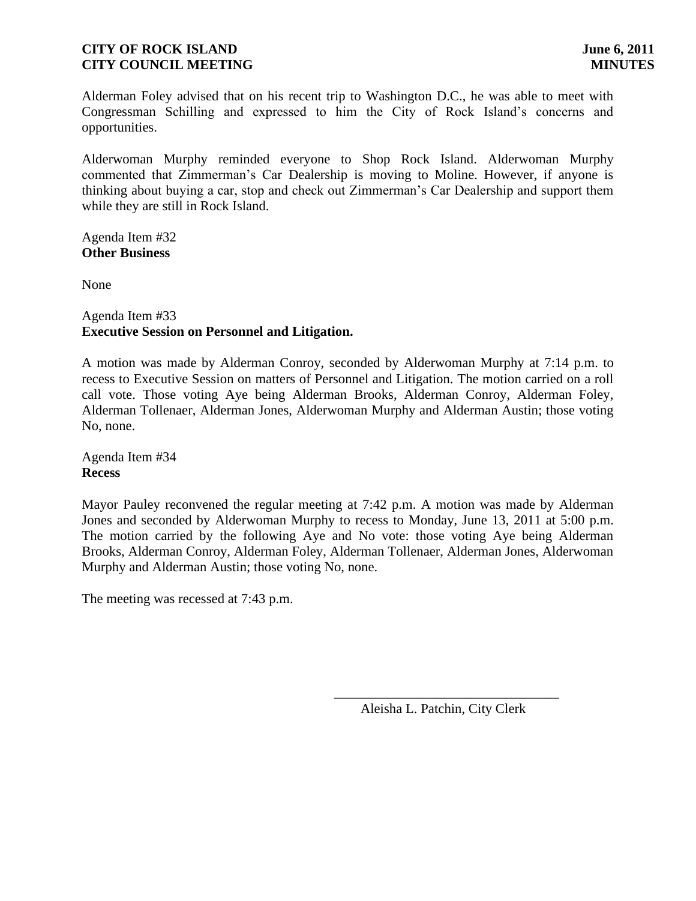Alderman Foley advised that on his recent trip to Washington D.C., he was able to meet with Congressman Schilling and expressed to him the City of Rock Island's concerns and opportunities.

Alderwoman Murphy reminded everyone to Shop Rock Island. Alderwoman Murphy commented that Zimmerman's Car Dealership is moving to Moline. However, if anyone is thinking about buying a car, stop and check out Zimmerman's Car Dealership and support them while they are still in Rock Island.

Agenda Item #32
**Other Business**

None

Agenda Item #33
**Executive Session on Personnel and Litigation.**

A motion was made by Alderman Conroy, seconded by Alderwoman Murphy at 7:14 p.m. to recess to Executive Session on matters of Personnel and Litigation. The motion carried on a roll call vote. Those voting Aye being Alderman Brooks, Alderman Conroy, Alderman Foley, Alderman Tollenaer, Alderman Jones, Alderwoman Murphy and Alderman Austin; those voting No, none.

Agenda Item #34
**Recess**

Mayor Pauley reconvened the regular meeting at 7:42 p.m. A motion was made by Alderman Jones and seconded by Alderwoman Murphy to recess to Monday, June 13, 2011 at 5:00 p.m. The motion carried by the following Aye and No vote: those voting Aye being Alderman Brooks, Alderman Conroy, Alderman Foley, Alderman Tollenaer, Alderman Jones, Alderwoman Murphy and Alderman Austin; those voting No, none.

The meeting was recessed at 7:43 p.m.

\_\_\_\_\_\_\_\_\_\_\_\_\_\_\_\_\_\_\_\_\_\_\_\_\_\_\_\_\_\_\_\_\_\_

Aleisha L. Patchin, City Clerk